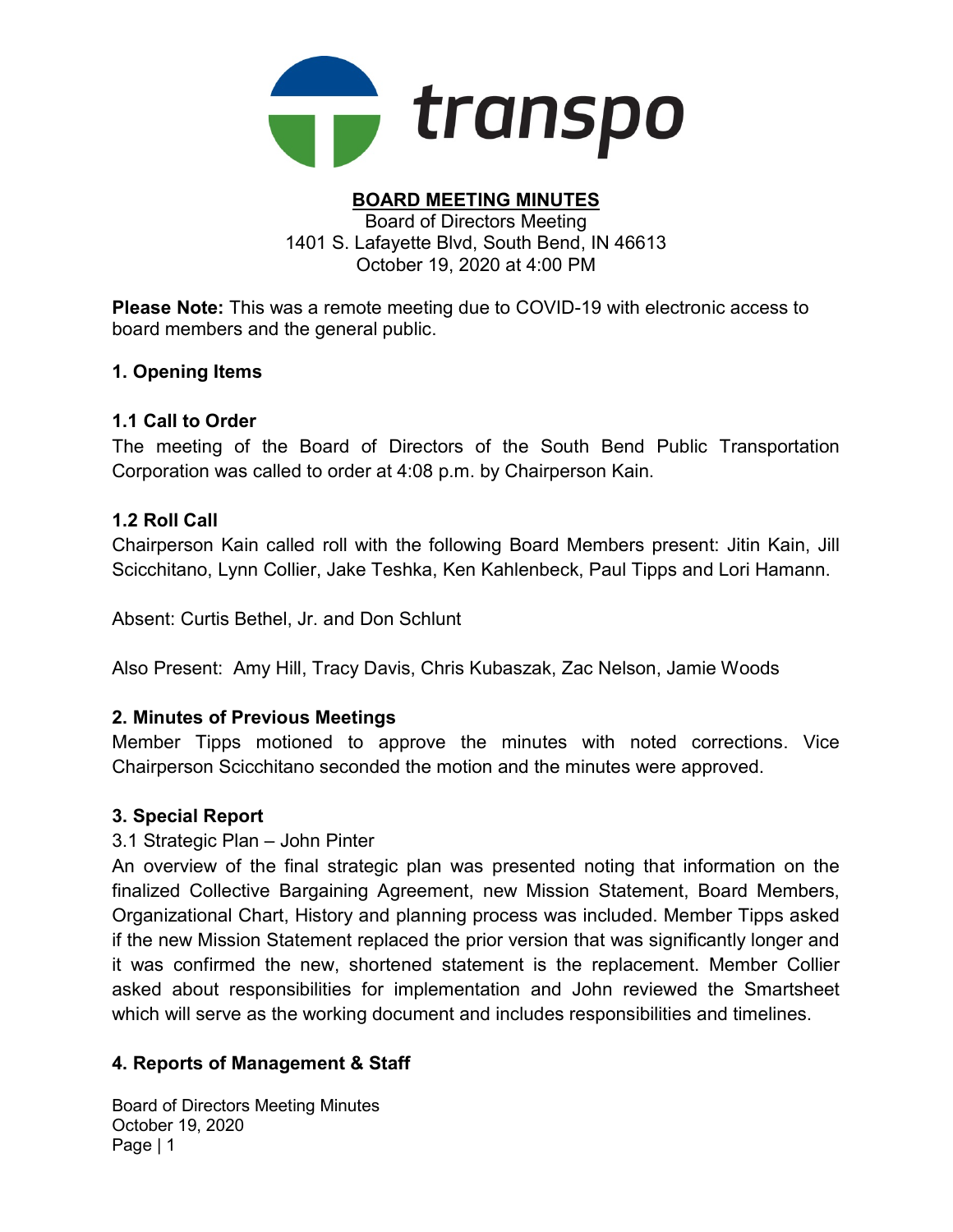transpo

# BOARD MEETING MINUTES

Board of Directors Meeting
1401 S. Lafayette Blvd, South Bend, IN 46613
October 19, 2020 at 4:00 PM

**Please Note:** This was a remote meeting due to COVID-19 with electronic access to board members and the general public.

## 1. Opening Items

### 1.1 Call to Order

The meeting of the Board of Directors of the South Bend Public Transportation Corporation was called to order at 4:08 p.m. by Chairperson Kain.

### 1.2 Roll Call

Chairperson Kain called roll with the following Board Members present: Jitin Kain, Jill Scicchitano, Lynn Collier, Jake Teshka, Ken Kahlenbeck, Paul Tipps and Lori Hamann.

Absent: Curtis Bethel, Jr. and Don Schlunt

Also Present: Amy Hill, Tracy Davis, Chris Kubaszak, Zac Nelson, Jamie Woods

## 2. Minutes of Previous Meetings

Member Tipps motioned to approve the minutes with noted corrections. Vice Chairperson Scicchitano seconded the motion and the minutes were approved.

## 3. Special Report

3.1 Strategic Plan – John Pinter

An overview of the final strategic plan was presented noting that information on the finalized Collective Bargaining Agreement, new Mission Statement, Board Members, Organizational Chart, History and planning process was included. Member Tipps asked if the new Mission Statement replaced the prior version that was significantly longer and it was confirmed the new, shortened statement is the replacement. Member Collier asked about responsibilities for implementation and John reviewed the Smartsheet which will serve as the working document and includes responsibilities and timelines.

## 4. Reports of Management & Staff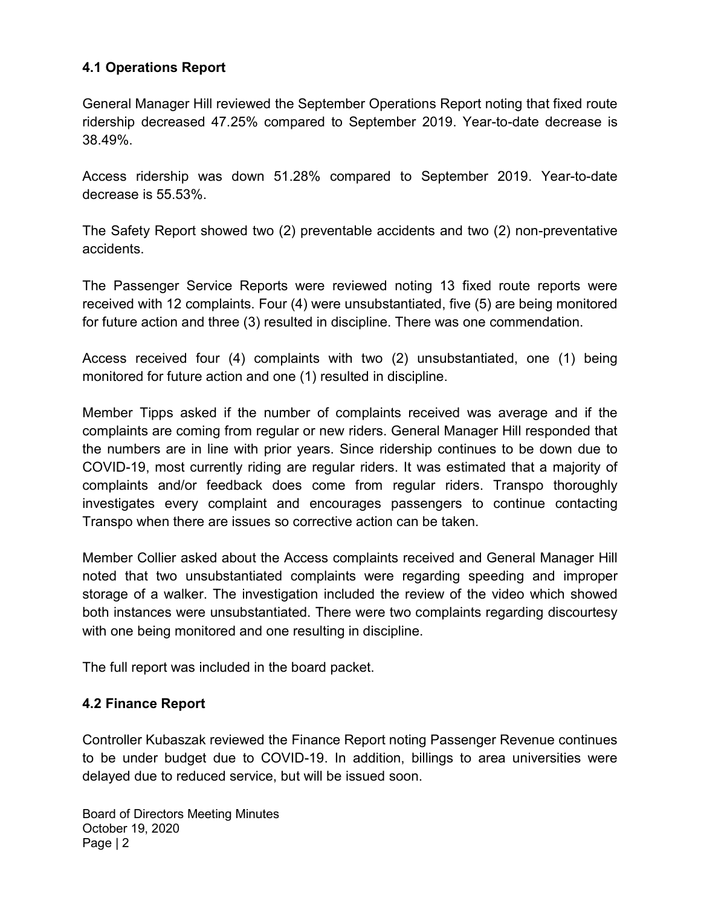### 4.1 Operations Report

General Manager Hill reviewed the September Operations Report noting that fixed route ridership decreased 47.25% compared to September 2019. Year-to-date decrease is 38.49%.

Access ridership was down 51.28% compared to September 2019. Year-to-date decrease is 55.53%.

The Safety Report showed two (2) preventable accidents and two (2) non-preventative accidents.

The Passenger Service Reports were reviewed noting 13 fixed route reports were received with 12 complaints. Four (4) were unsubstantiated, five (5) are being monitored for future action and three (3) resulted in discipline. There was one commendation.

Access received four (4) complaints with two (2) unsubstantiated, one (1) being monitored for future action and one (1) resulted in discipline.

Member Tipps asked if the number of complaints received was average and if the complaints are coming from regular or new riders. General Manager Hill responded that the numbers are in line with prior years. Since ridership continues to be down due to COVID-19, most currently riding are regular riders. It was estimated that a majority of complaints and/or feedback does come from regular riders. Transpo thoroughly investigates every complaint and encourages passengers to continue contacting Transpo when there are issues so corrective action can be taken.

Member Collier asked about the Access complaints received and General Manager Hill noted that two unsubstantiated complaints were regarding speeding and improper storage of a walker. The investigation included the review of the video which showed both instances were unsubstantiated. There were two complaints regarding discourtesy with one being monitored and one resulting in discipline.

The full report was included in the board packet.

### 4.2 Finance Report

Controller Kubaszak reviewed the Finance Report noting Passenger Revenue continues to be under budget due to COVID-19. In addition, billings to area universities were delayed due to reduced service, but will be issued soon.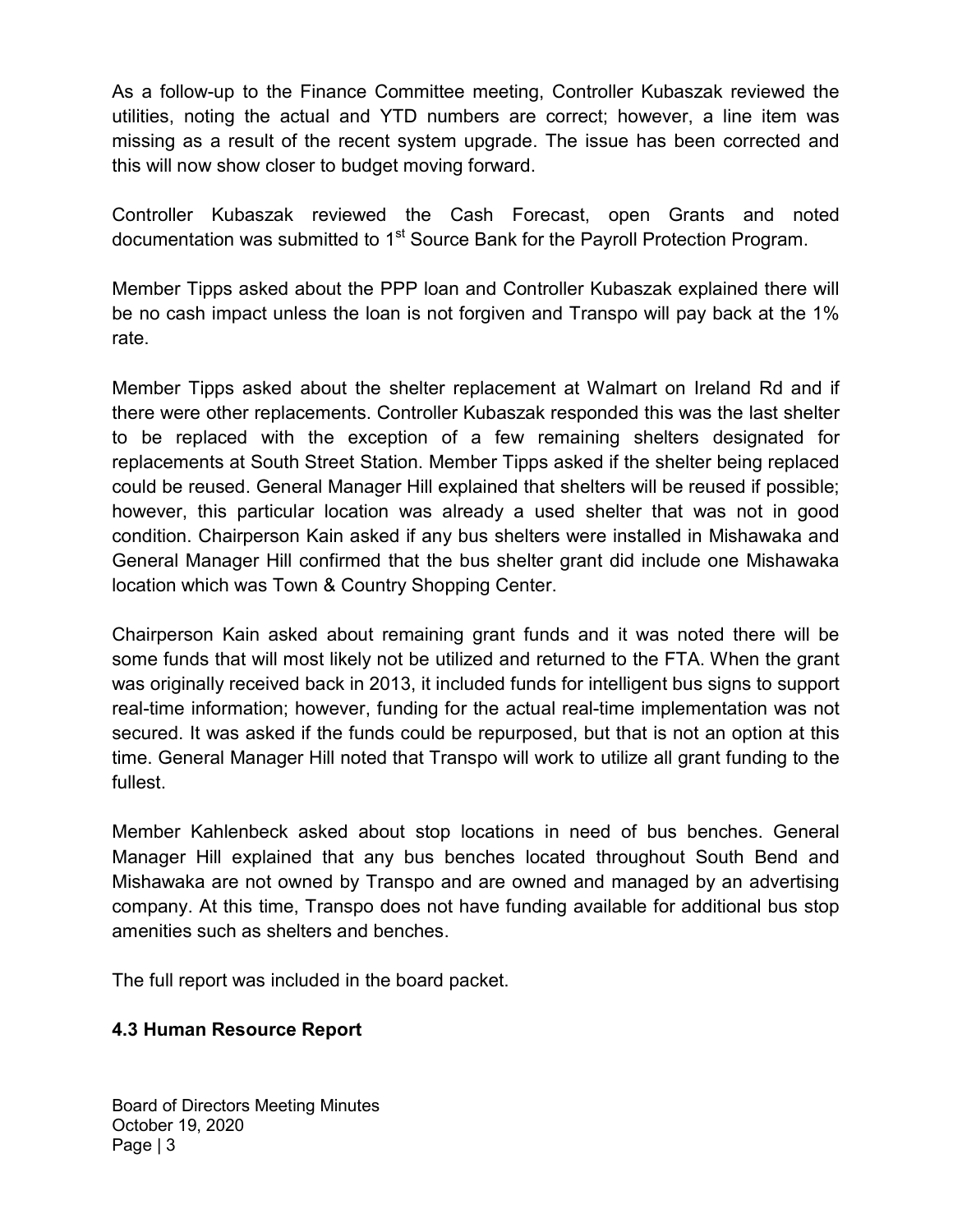As a follow-up to the Finance Committee meeting, Controller Kubaszak reviewed the utilities, noting the actual and YTD numbers are correct; however, a line item was missing as a result of the recent system upgrade. The issue has been corrected and this will now show closer to budget moving forward.

Controller Kubaszak reviewed the Cash Forecast, open Grants and noted documentation was submitted to 1st Source Bank for the Payroll Protection Program.

Member Tipps asked about the PPP loan and Controller Kubaszak explained there will be no cash impact unless the loan is not forgiven and Transpo will pay back at the 1% rate.

Member Tipps asked about the shelter replacement at Walmart on Ireland Rd and if there were other replacements. Controller Kubaszak responded this was the last shelter to be replaced with the exception of a few remaining shelters designated for replacements at South Street Station. Member Tipps asked if the shelter being replaced could be reused. General Manager Hill explained that shelters will be reused if possible; however, this particular location was already a used shelter that was not in good condition. Chairperson Kain asked if any bus shelters were installed in Mishawaka and General Manager Hill confirmed that the bus shelter grant did include one Mishawaka location which was Town & Country Shopping Center.

Chairperson Kain asked about remaining grant funds and it was noted there will be some funds that will most likely not be utilized and returned to the FTA. When the grant was originally received back in 2013, it included funds for intelligent bus signs to support real-time information; however, funding for the actual real-time implementation was not secured. It was asked if the funds could be repurposed, but that is not an option at this time. General Manager Hill noted that Transpo will work to utilize all grant funding to the fullest.

Member Kahlenbeck asked about stop locations in need of bus benches. General Manager Hill explained that any bus benches located throughout South Bend and Mishawaka are not owned by Transpo and are owned and managed by an advertising company. At this time, Transpo does not have funding available for additional bus stop amenities such as shelters and benches.

The full report was included in the board packet.

**4.3 Human Resource Report**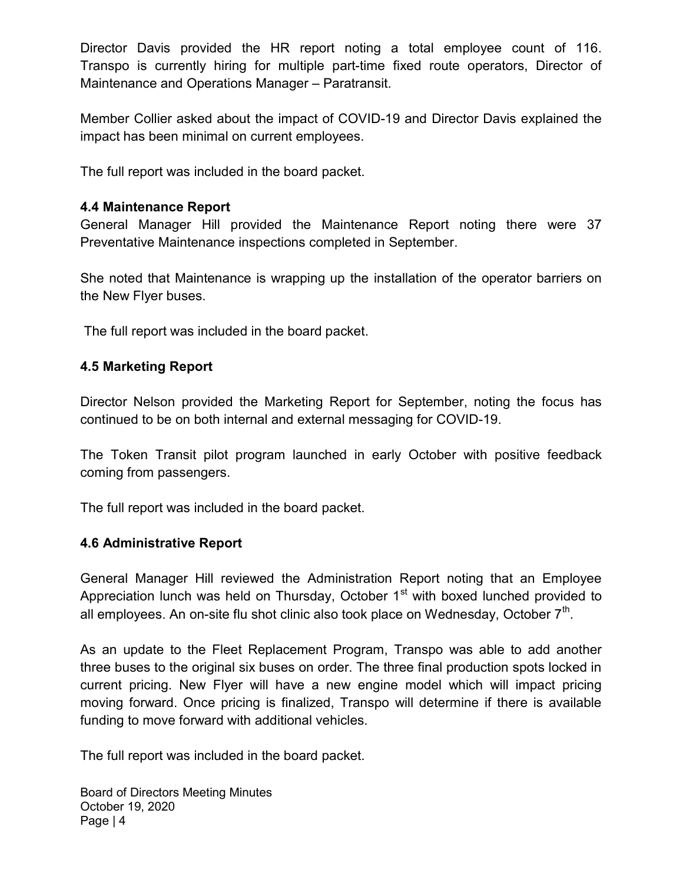Director Davis provided the HR report noting a total employee count of 116. Transpo is currently hiring for multiple part-time fixed route operators, Director of Maintenance and Operations Manager – Paratransit.

Member Collier asked about the impact of COVID-19 and Director Davis explained the impact has been minimal on current employees.

The full report was included in the board packet.

### 4.4 Maintenance Report

General Manager Hill provided the Maintenance Report noting there were 37 Preventative Maintenance inspections completed in September.

She noted that Maintenance is wrapping up the installation of the operator barriers on the New Flyer buses.

The full report was included in the board packet.

### 4.5 Marketing Report

Director Nelson provided the Marketing Report for September, noting the focus has continued to be on both internal and external messaging for COVID-19.

The Token Transit pilot program launched in early October with positive feedback coming from passengers.

The full report was included in the board packet.

### 4.6 Administrative Report

General Manager Hill reviewed the Administration Report noting that an Employee Appreciation lunch was held on Thursday, October 1st with boxed lunched provided to all employees. An on-site flu shot clinic also took place on Wednesday, October 7th.

As an update to the Fleet Replacement Program, Transpo was able to add another three buses to the original six buses on order. The three final production spots locked in current pricing. New Flyer will have a new engine model which will impact pricing moving forward. Once pricing is finalized, Transpo will determine if there is available funding to move forward with additional vehicles.

The full report was included in the board packet.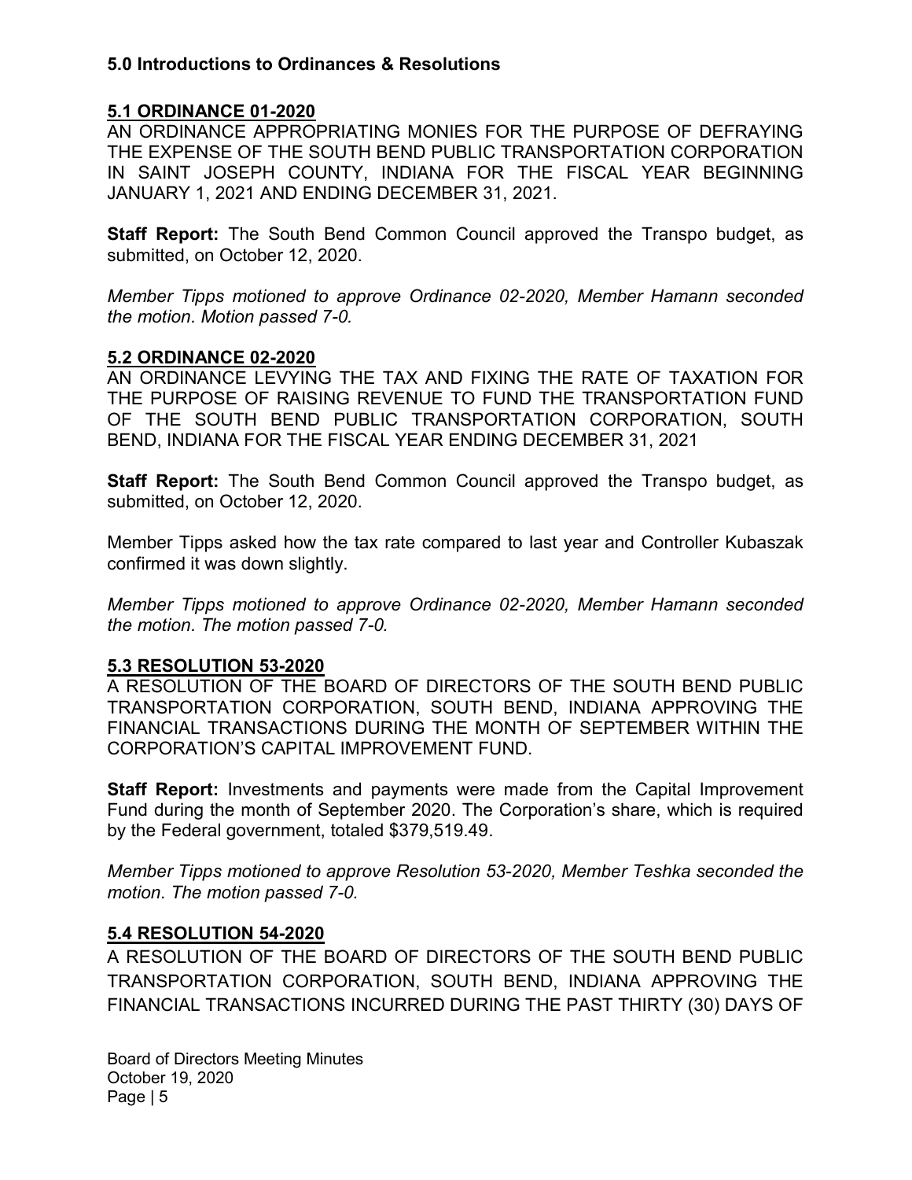## 5.0 Introductions to Ordinances & Resolutions

### 5.1 ORDINANCE 01-2020

AN ORDINANCE APPROPRIATING MONIES FOR THE PURPOSE OF DEFRAYING THE EXPENSE OF THE SOUTH BEND PUBLIC TRANSPORTATION CORPORATION IN SAINT JOSEPH COUNTY, INDIANA FOR THE FISCAL YEAR BEGINNING JANUARY 1, 2021 AND ENDING DECEMBER 31, 2021.

**Staff Report:** The South Bend Common Council approved the Transpo budget, as submitted, on October 12, 2020.

*Member Tipps motioned to approve Ordinance 02-2020, Member Hamann seconded the motion. Motion passed 7-0.*

### 5.2 ORDINANCE 02-2020

AN ORDINANCE LEVYING THE TAX AND FIXING THE RATE OF TAXATION FOR THE PURPOSE OF RAISING REVENUE TO FUND THE TRANSPORTATION FUND OF THE SOUTH BEND PUBLIC TRANSPORTATION CORPORATION, SOUTH BEND, INDIANA FOR THE FISCAL YEAR ENDING DECEMBER 31, 2021

**Staff Report:** The South Bend Common Council approved the Transpo budget, as submitted, on October 12, 2020.

Member Tipps asked how the tax rate compared to last year and Controller Kubaszak confirmed it was down slightly.

*Member Tipps motioned to approve Ordinance 02-2020, Member Hamann seconded the motion. The motion passed 7-0.*

### 5.3 RESOLUTION 53-2020

A RESOLUTION OF THE BOARD OF DIRECTORS OF THE SOUTH BEND PUBLIC TRANSPORTATION CORPORATION, SOUTH BEND, INDIANA APPROVING THE FINANCIAL TRANSACTIONS DURING THE MONTH OF SEPTEMBER WITHIN THE CORPORATION'S CAPITAL IMPROVEMENT FUND.

**Staff Report:** Investments and payments were made from the Capital Improvement Fund during the month of September 2020. The Corporation's share, which is required by the Federal government, totaled $379,519.49.

*Member Tipps motioned to approve Resolution 53-2020, Member Teshka seconded the motion. The motion passed 7-0.*

### 5.4 RESOLUTION 54-2020

A RESOLUTION OF THE BOARD OF DIRECTORS OF THE SOUTH BEND PUBLIC TRANSPORTATION CORPORATION, SOUTH BEND, INDIANA APPROVING THE FINANCIAL TRANSACTIONS INCURRED DURING THE PAST THIRTY (30) DAYS OF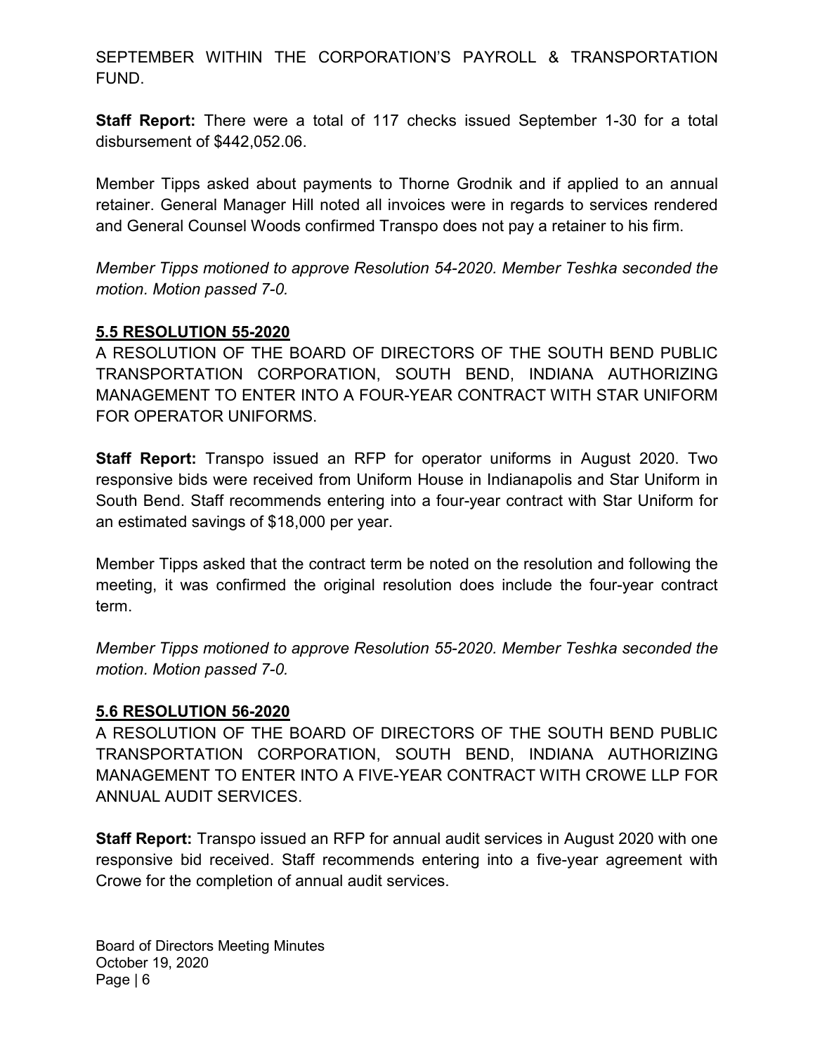SEPTEMBER WITHIN THE CORPORATION'S PAYROLL & TRANSPORTATION FUND.

**Staff Report:** There were a total of 117 checks issued September 1-30 for a total disbursement of $442,052.06.

Member Tipps asked about payments to Thorne Grodnik and if applied to an annual retainer. General Manager Hill noted all invoices were in regards to services rendered and General Counsel Woods confirmed Transpo does not pay a retainer to his firm.

*Member Tipps motioned to approve Resolution 54-2020. Member Teshka seconded the motion. Motion passed 7-0.*

**5.5 RESOLUTION 55-2020**

A RESOLUTION OF THE BOARD OF DIRECTORS OF THE SOUTH BEND PUBLIC TRANSPORTATION CORPORATION, SOUTH BEND, INDIANA AUTHORIZING MANAGEMENT TO ENTER INTO A FOUR-YEAR CONTRACT WITH STAR UNIFORM FOR OPERATOR UNIFORMS.

**Staff Report:** Transpo issued an RFP for operator uniforms in August 2020. Two responsive bids were received from Uniform House in Indianapolis and Star Uniform in South Bend. Staff recommends entering into a four-year contract with Star Uniform for an estimated savings of $18,000 per year.

Member Tipps asked that the contract term be noted on the resolution and following the meeting, it was confirmed the original resolution does include the four-year contract term.

*Member Tipps motioned to approve Resolution 55-2020. Member Teshka seconded the motion. Motion passed 7-0.*

**5.6 RESOLUTION 56-2020**

A RESOLUTION OF THE BOARD OF DIRECTORS OF THE SOUTH BEND PUBLIC TRANSPORTATION CORPORATION, SOUTH BEND, INDIANA AUTHORIZING MANAGEMENT TO ENTER INTO A FIVE-YEAR CONTRACT WITH CROWE LLP FOR ANNUAL AUDIT SERVICES.

**Staff Report:** Transpo issued an RFP for annual audit services in August 2020 with one responsive bid received. Staff recommends entering into a five-year agreement with Crowe for the completion of annual audit services.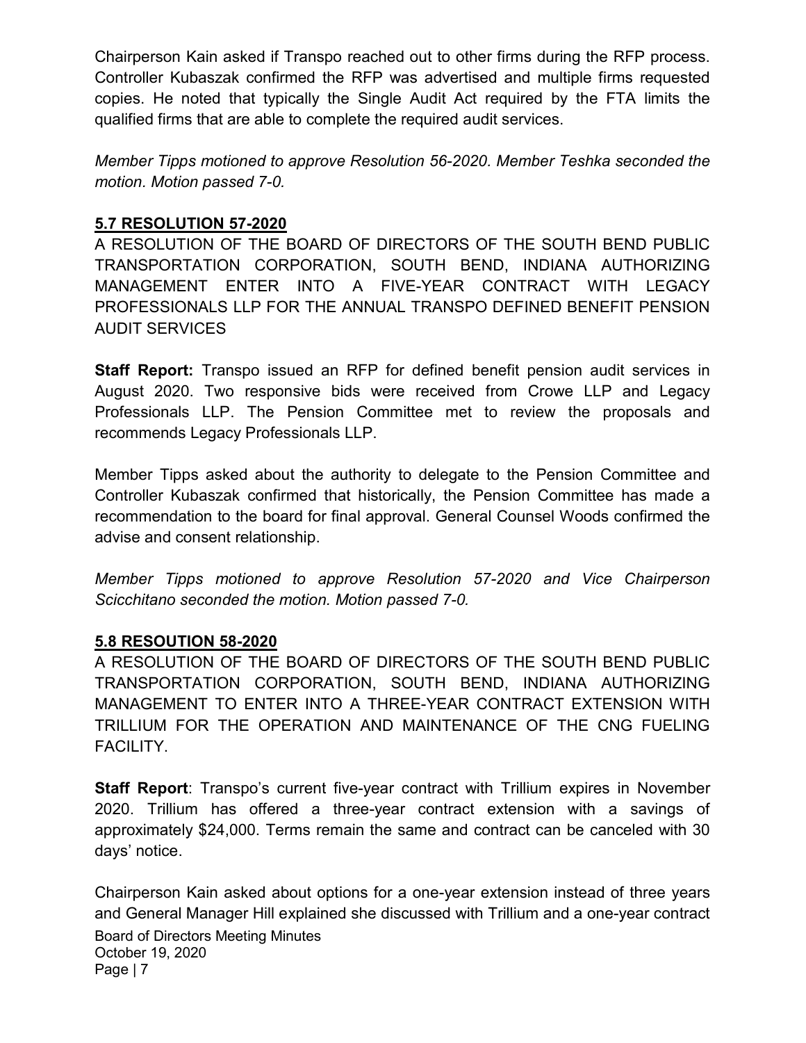Chairperson Kain asked if Transpo reached out to other firms during the RFP process. Controller Kubaszak confirmed the RFP was advertised and multiple firms requested copies. He noted that typically the Single Audit Act required by the FTA limits the qualified firms that are able to complete the required audit services.

*Member Tipps motioned to approve Resolution 56-2020. Member Teshka seconded the motion. Motion passed 7-0.*

## 5.7 RESOLUTION 57-2020

A RESOLUTION OF THE BOARD OF DIRECTORS OF THE SOUTH BEND PUBLIC TRANSPORTATION CORPORATION, SOUTH BEND, INDIANA AUTHORIZING MANAGEMENT ENTER INTO A FIVE-YEAR CONTRACT WITH LEGACY PROFESSIONALS LLP FOR THE ANNUAL TRANSPO DEFINED BENEFIT PENSION AUDIT SERVICES

**Staff Report:** Transpo issued an RFP for defined benefit pension audit services in August 2020. Two responsive bids were received from Crowe LLP and Legacy Professionals LLP. The Pension Committee met to review the proposals and recommends Legacy Professionals LLP.

Member Tipps asked about the authority to delegate to the Pension Committee and Controller Kubaszak confirmed that historically, the Pension Committee has made a recommendation to the board for final approval. General Counsel Woods confirmed the advise and consent relationship.

*Member Tipps motioned to approve Resolution 57-2020 and Vice Chairperson Scicchitano seconded the motion. Motion passed 7-0.*

## 5.8 RESOUTION 58-2020

A RESOLUTION OF THE BOARD OF DIRECTORS OF THE SOUTH BEND PUBLIC TRANSPORTATION CORPORATION, SOUTH BEND, INDIANA AUTHORIZING MANAGEMENT TO ENTER INTO A THREE-YEAR CONTRACT EXTENSION WITH TRILLIUM FOR THE OPERATION AND MAINTENANCE OF THE CNG FUELING FACILITY.

**Staff Report**: Transpo's current five-year contract with Trillium expires in November 2020. Trillium has offered a three-year contract extension with a savings of approximately $24,000. Terms remain the same and contract can be canceled with 30 days' notice.

Chairperson Kain asked about options for a one-year extension instead of three years and General Manager Hill explained she discussed with Trillium and a one-year contract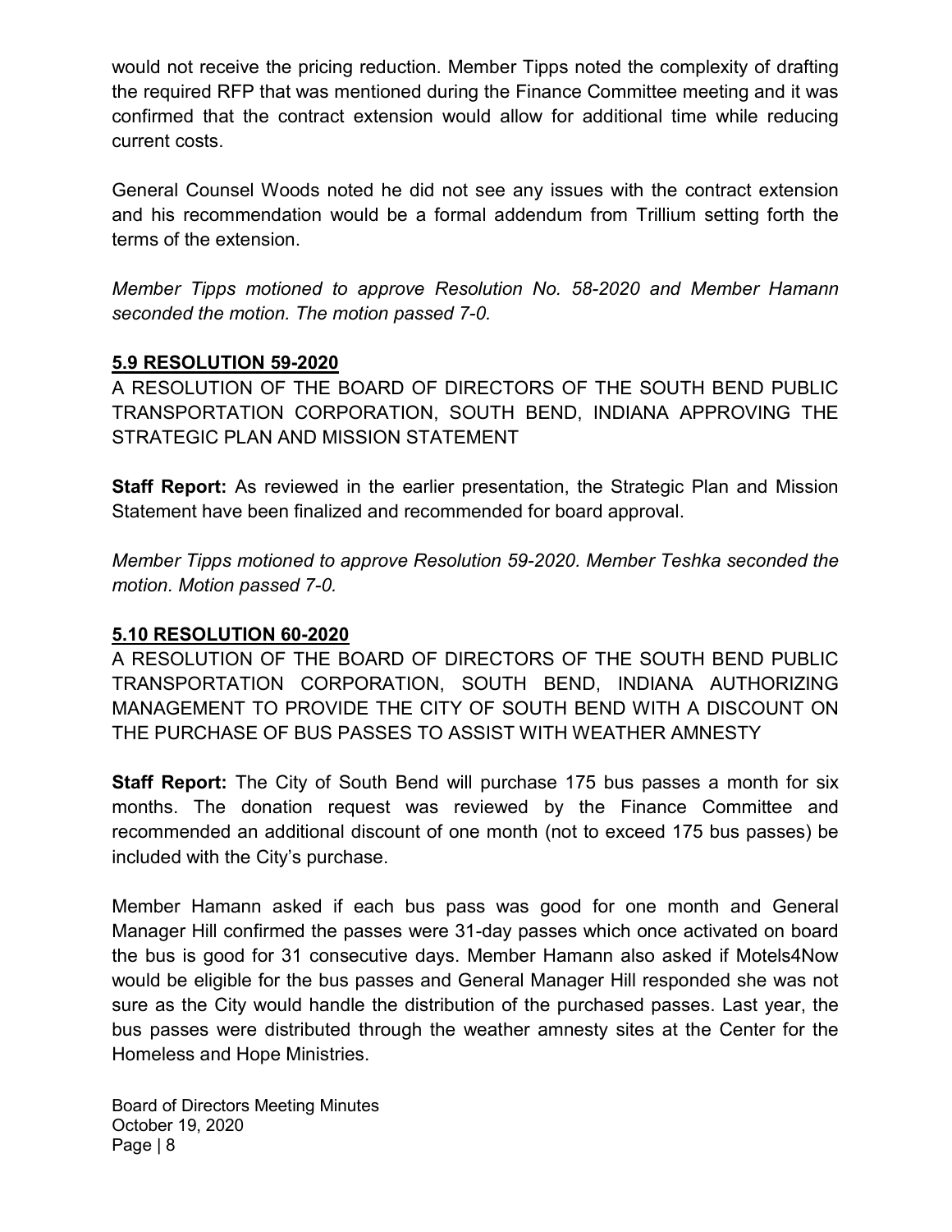would not receive the pricing reduction. Member Tipps noted the complexity of drafting the required RFP that was mentioned during the Finance Committee meeting and it was confirmed that the contract extension would allow for additional time while reducing current costs.

General Counsel Woods noted he did not see any issues with the contract extension and his recommendation would be a formal addendum from Trillium setting forth the terms of the extension.

*Member Tipps motioned to approve Resolution No. 58-2020 and Member Hamann seconded the motion. The motion passed 7-0.*

## 5.9 RESOLUTION 59-2020

A RESOLUTION OF THE BOARD OF DIRECTORS OF THE SOUTH BEND PUBLIC TRANSPORTATION CORPORATION, SOUTH BEND, INDIANA APPROVING THE STRATEGIC PLAN AND MISSION STATEMENT

**Staff Report:** As reviewed in the earlier presentation, the Strategic Plan and Mission Statement have been finalized and recommended for board approval.

*Member Tipps motioned to approve Resolution 59-2020. Member Teshka seconded the motion. Motion passed 7-0.*

## 5.10 RESOLUTION 60-2020

A RESOLUTION OF THE BOARD OF DIRECTORS OF THE SOUTH BEND PUBLIC TRANSPORTATION CORPORATION, SOUTH BEND, INDIANA AUTHORIZING MANAGEMENT TO PROVIDE THE CITY OF SOUTH BEND WITH A DISCOUNT ON THE PURCHASE OF BUS PASSES TO ASSIST WITH WEATHER AMNESTY

**Staff Report:** The City of South Bend will purchase 175 bus passes a month for six months. The donation request was reviewed by the Finance Committee and recommended an additional discount of one month (not to exceed 175 bus passes) be included with the City's purchase.

Member Hamann asked if each bus pass was good for one month and General Manager Hill confirmed the passes were 31-day passes which once activated on board the bus is good for 31 consecutive days. Member Hamann also asked if Motels4Now would be eligible for the bus passes and General Manager Hill responded she was not sure as the City would handle the distribution of the purchased passes. Last year, the bus passes were distributed through the weather amnesty sites at the Center for the Homeless and Hope Ministries.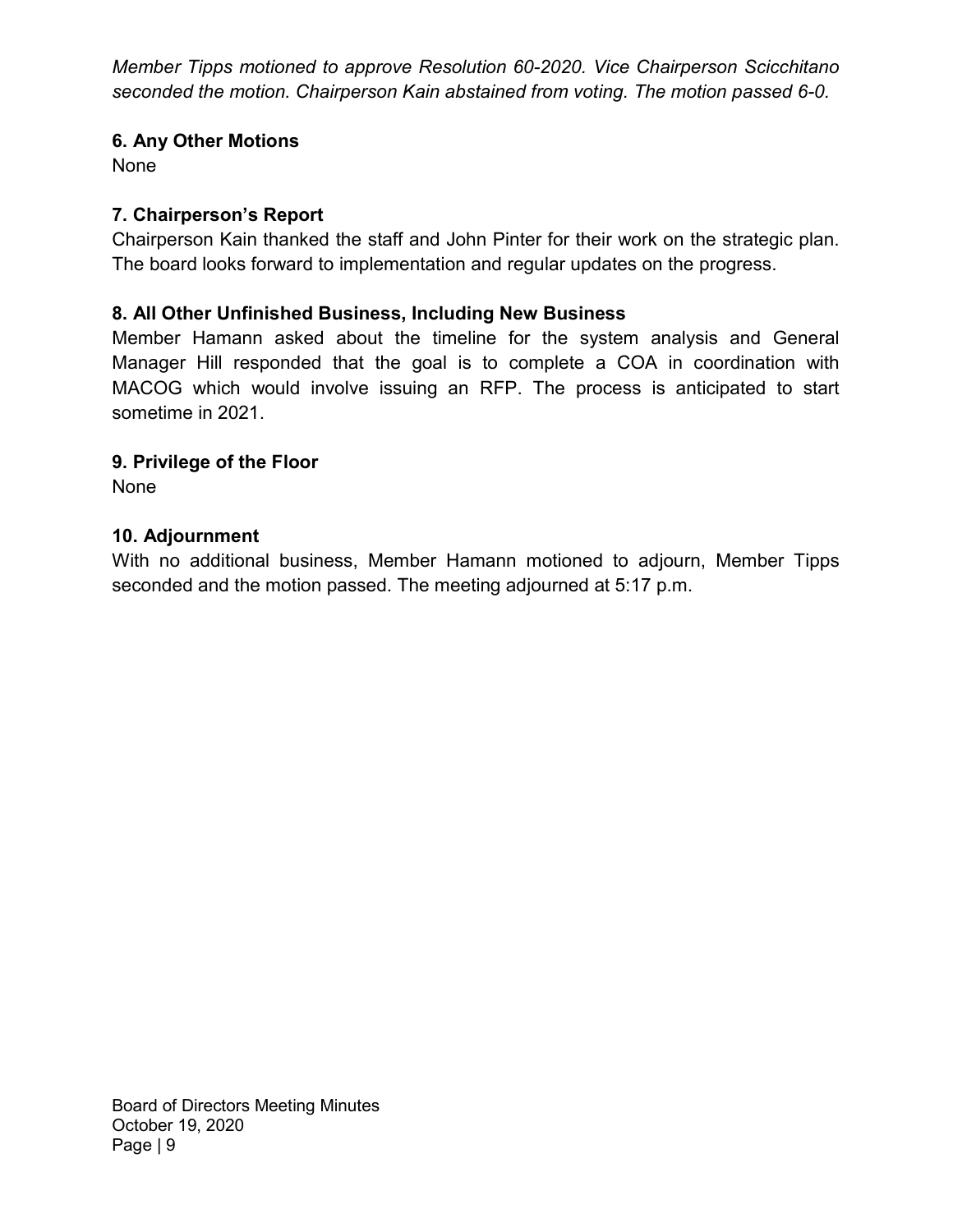*Member Tipps motioned to approve Resolution 60-2020. Vice Chairperson Scicchitano seconded the motion. Chairperson Kain abstained from voting. The motion passed 6-0.*

**6. Any Other Motions**

None

**7. Chairperson's Report**

Chairperson Kain thanked the staff and John Pinter for their work on the strategic plan. The board looks forward to implementation and regular updates on the progress.

**8. All Other Unfinished Business, Including New Business**

Member Hamann asked about the timeline for the system analysis and General Manager Hill responded that the goal is to complete a COA in coordination with MACOG which would involve issuing an RFP. The process is anticipated to start sometime in 2021.

**9. Privilege of the Floor**

None

**10. Adjournment**

With no additional business, Member Hamann motioned to adjourn, Member Tipps seconded and the motion passed. The meeting adjourned at 5:17 p.m.